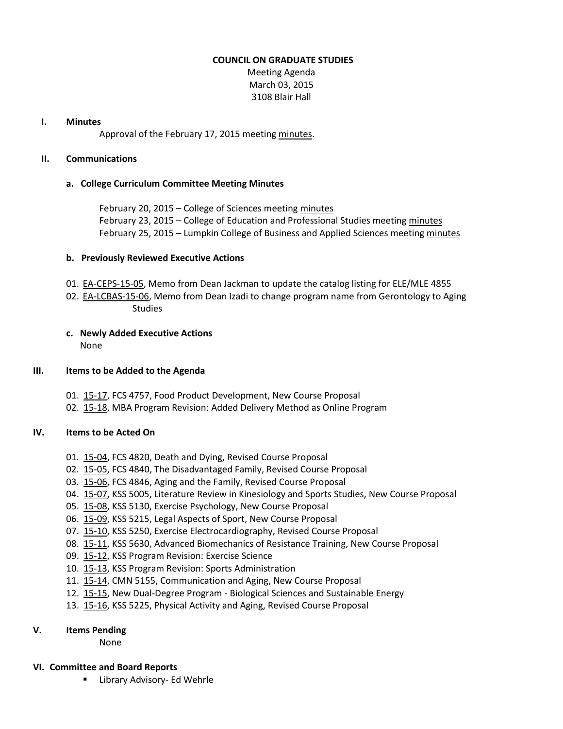# COUNCIL ON GRADUATE STUDIES

Meeting Agenda
March 03, 2015
3108 Blair Hall

## I. Minutes

Approval of the February 17, 2015 meeting minutes.

## II. Communications

### a. College Curriculum Committee Meeting Minutes

February 20, 2015 – College of Sciences meeting minutes
February 23, 2015 – College of Education and Professional Studies meeting minutes
February 25, 2015 – Lumpkin College of Business and Applied Sciences meeting minutes

### b. Previously Reviewed Executive Actions

01. EA-CEPS-15-05, Memo from Dean Jackman to update the catalog listing for ELE/MLE 4855
02. EA-LCBAS-15-06, Memo from Dean Izadi to change program name from Gerontology to Aging Studies

### c. Newly Added Executive Actions

None

## III. Items to be Added to the Agenda

01. 15-17, FCS 4757, Food Product Development, New Course Proposal
02. 15-18, MBA Program Revision: Added Delivery Method as Online Program

## IV. Items to be Acted On

01. 15-04, FCS 4820, Death and Dying, Revised Course Proposal
02. 15-05, FCS 4840, The Disadvantaged Family, Revised Course Proposal
03. 15-06, FCS 4846, Aging and the Family, Revised Course Proposal
04. 15-07, KSS 5005, Literature Review in Kinesiology and Sports Studies, New Course Proposal
05. 15-08, KSS 5130, Exercise Psychology, New Course Proposal
06. 15-09, KSS 5215, Legal Aspects of Sport, New Course Proposal
07. 15-10, KSS 5250, Exercise Electrocardiography, Revised Course Proposal
08. 15-11, KSS 5630, Advanced Biomechanics of Resistance Training, New Course Proposal
09. 15-12, KSS Program Revision: Exercise Science
10. 15-13, KSS Program Revision: Sports Administration
11. 15-14, CMN 5155, Communication and Aging, New Course Proposal
12. 15-15, New Dual-Degree Program - Biological Sciences and Sustainable Energy
13. 15-16, KSS 5225, Physical Activity and Aging, Revised Course Proposal

## V. Items Pending

None

## VI. Committee and Board Reports

- Library Advisory- Ed Wehrle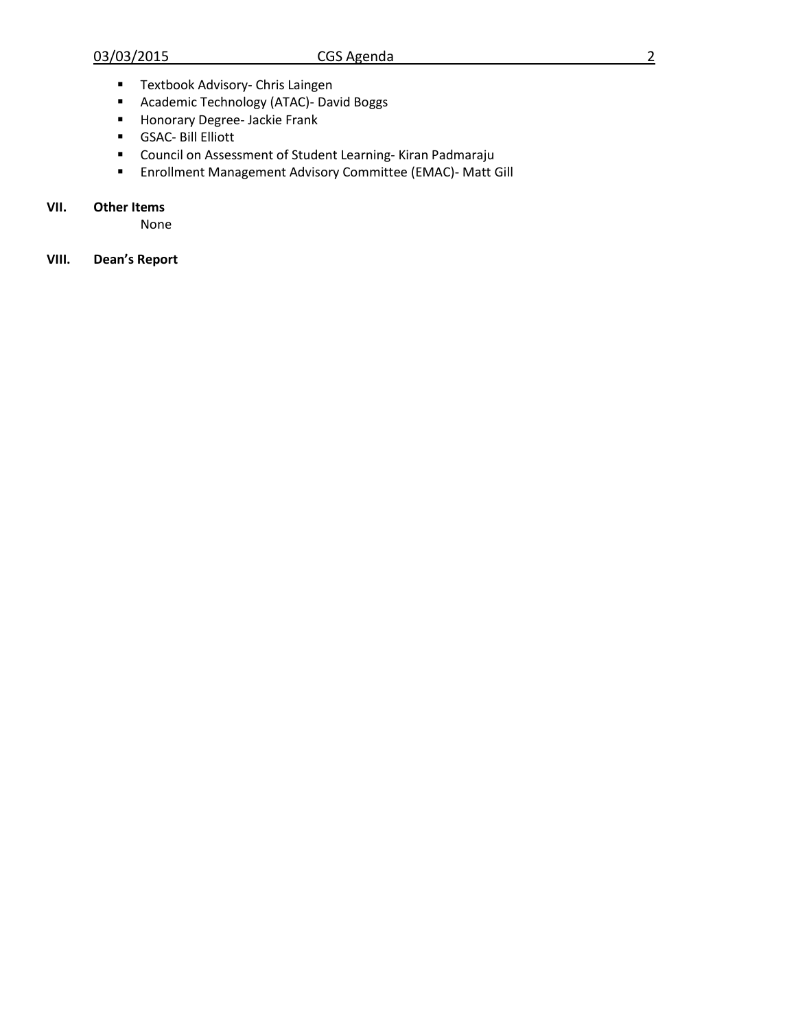- Textbook Advisory- Chris Laingen
- Academic Technology (ATAC)- David Boggs
- Honorary Degree- Jackie Frank
- GSAC- Bill Elliott
- Council on Assessment of Student Learning- Kiran Padmaraju
- Enrollment Management Advisory Committee (EMAC)- Matt Gill

**VII. Other Items**

None

**VIII. Dean's Report**